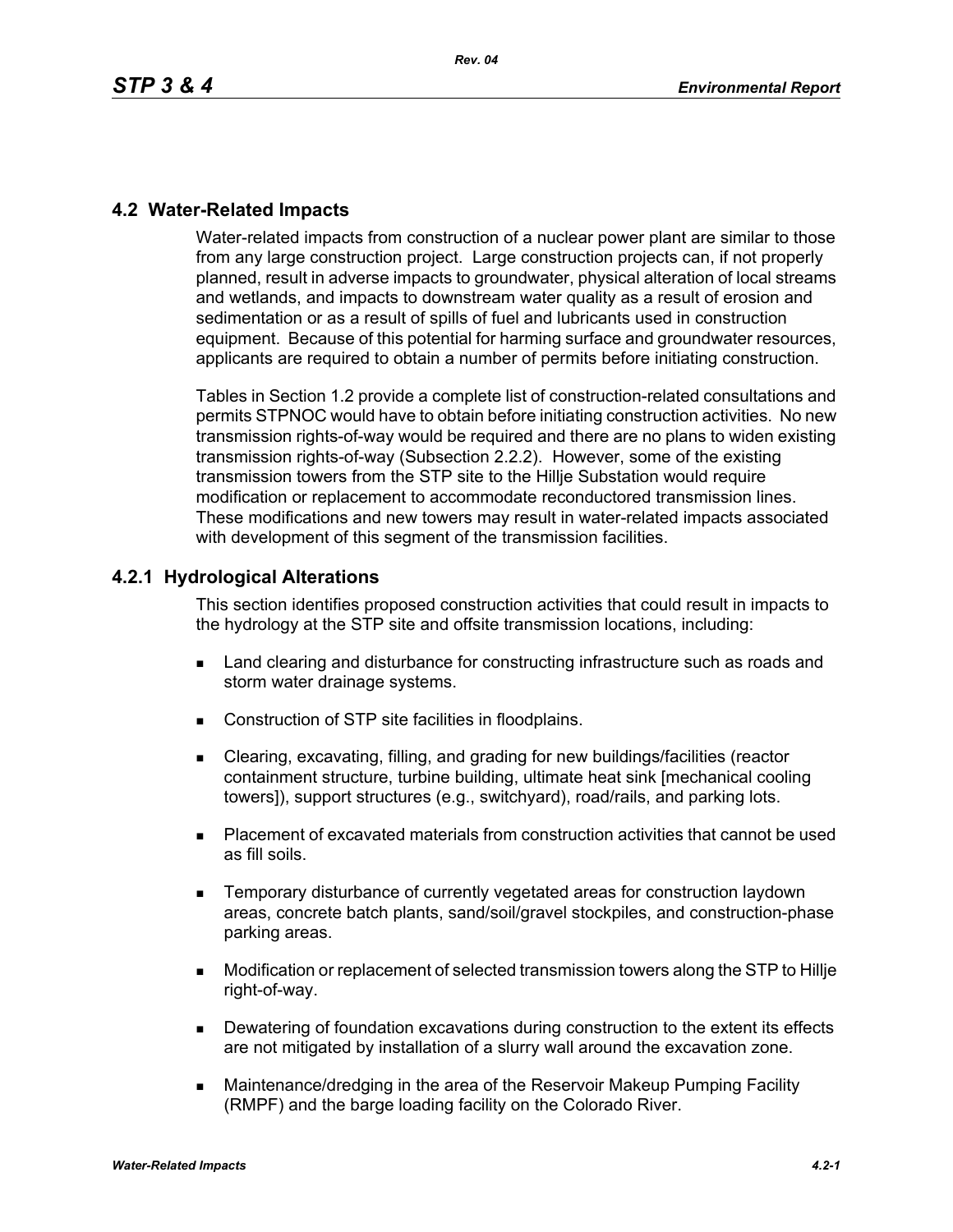## 4.2 Water-Related Impacts

Water-related impacts from construction of a nuclear power plant are similar to those from any large construction project. Large construction projects can, if not properly planned, result in adverse impacts to groundwater, physical alteration of local streams and wetlands, and impacts to downstream water quality as a result of erosion and sedimentation or as a result of spills of fuel and lubricants used in construction equipment. Because of this potential for harming surface and groundwater resources, applicants are required to obtain a number of permits before initiating construction.

Tables in Section 1.2 provide a complete list of construction-related consultations and permits STPNOC would have to obtain before initiating construction activities. No new transmission rights-of-way would be required and there are no plans to widen existing transmission rights-of-way (Subsection 2.2.2). However, some of the existing transmission towers from the STP site to the Hillje Substation would require modification or replacement to accommodate reconductored transmission lines. These modifications and new towers may result in water-related impacts associated with development of this segment of the transmission facilities.

### 4.2.1 Hydrological Alterations

This section identifies proposed construction activities that could result in impacts to the hydrology at the STP site and offsite transmission locations, including:

- Land clearing and disturbance for constructing infrastructure such as roads and storm water drainage systems.
- Construction of STP site facilities in floodplains.
- Clearing, excavating, filling, and grading for new buildings/facilities (reactor containment structure, turbine building, ultimate heat sink [mechanical cooling towers]), support structures (e.g., switchyard), road/rails, and parking lots.
- Placement of excavated materials from construction activities that cannot be used as fill soils.
- Temporary disturbance of currently vegetated areas for construction laydown areas, concrete batch plants, sand/soil/gravel stockpiles, and construction-phase parking areas.
- Modification or replacement of selected transmission towers along the STP to Hillje right-of-way.
- Dewatering of foundation excavations during construction to the extent its effects are not mitigated by installation of a slurry wall around the excavation zone.
- Maintenance/dredging in the area of the Reservoir Makeup Pumping Facility (RMPF) and the barge loading facility on the Colorado River.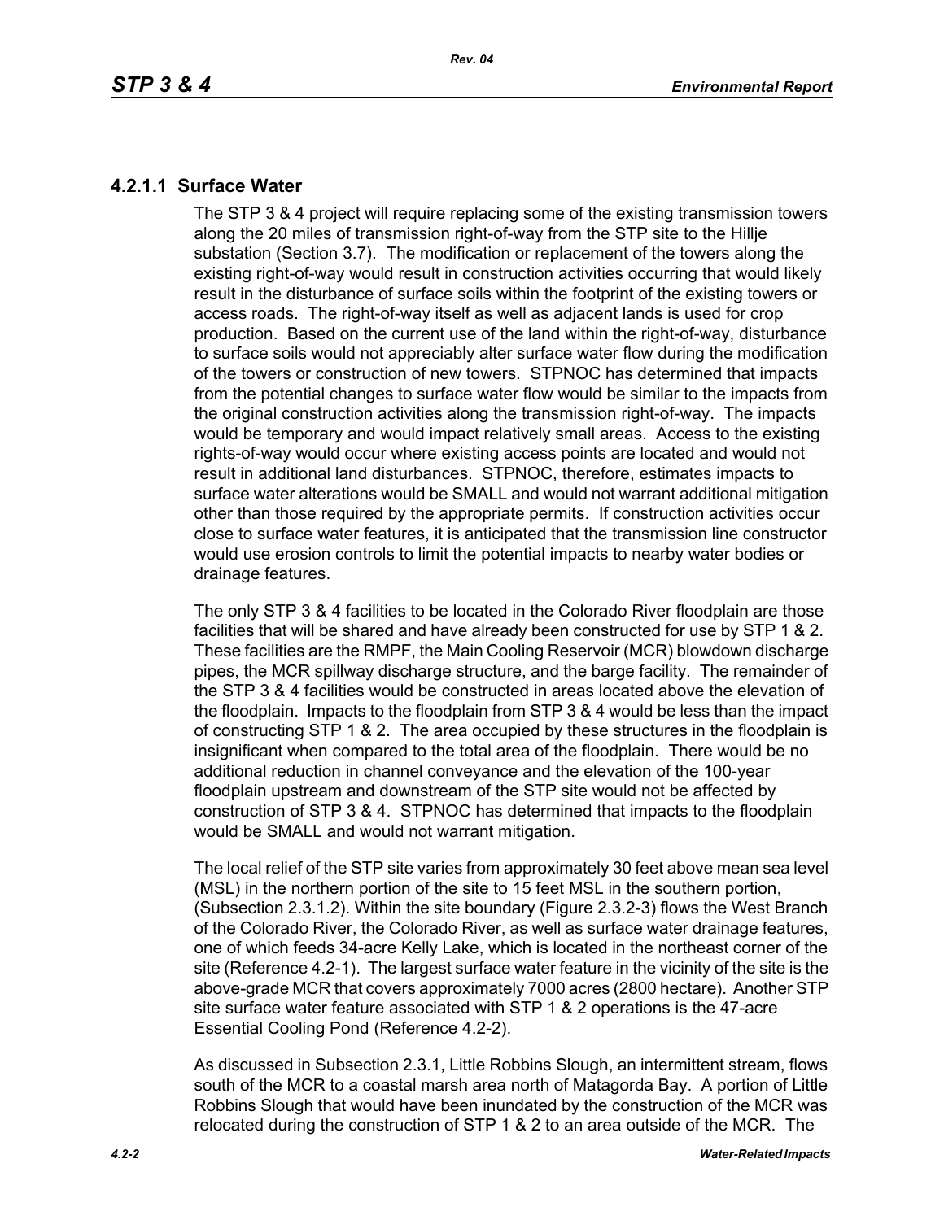### 4.2.1.1 Surface Water

The STP 3 & 4 project will require replacing some of the existing transmission towers along the 20 miles of transmission right-of-way from the STP site to the Hillje substation (Section 3.7). The modification or replacement of the towers along the existing right-of-way would result in construction activities occurring that would likely result in the disturbance of surface soils within the footprint of the existing towers or access roads. The right-of-way itself as well as adjacent lands is used for crop production. Based on the current use of the land within the right-of-way, disturbance to surface soils would not appreciably alter surface water flow during the modification of the towers or construction of new towers. STPNOC has determined that impacts from the potential changes to surface water flow would be similar to the impacts from the original construction activities along the transmission right-of-way. The impacts would be temporary and would impact relatively small areas. Access to the existing rights-of-way would occur where existing access points are located and would not result in additional land disturbances. STPNOC, therefore, estimates impacts to surface water alterations would be SMALL and would not warrant additional mitigation other than those required by the appropriate permits. If construction activities occur close to surface water features, it is anticipated that the transmission line constructor would use erosion controls to limit the potential impacts to nearby water bodies or drainage features.

The only STP 3 & 4 facilities to be located in the Colorado River floodplain are those facilities that will be shared and have already been constructed for use by STP 1 & 2. These facilities are the RMPF, the Main Cooling Reservoir (MCR) blowdown discharge pipes, the MCR spillway discharge structure, and the barge facility. The remainder of the STP 3 & 4 facilities would be constructed in areas located above the elevation of the floodplain. Impacts to the floodplain from STP 3 & 4 would be less than the impact of constructing STP 1 & 2. The area occupied by these structures in the floodplain is insignificant when compared to the total area of the floodplain. There would be no additional reduction in channel conveyance and the elevation of the 100-year floodplain upstream and downstream of the STP site would not be affected by construction of STP 3 & 4. STPNOC has determined that impacts to the floodplain would be SMALL and would not warrant mitigation.

The local relief of the STP site varies from approximately 30 feet above mean sea level (MSL) in the northern portion of the site to 15 feet MSL in the southern portion, (Subsection 2.3.1.2). Within the site boundary (Figure 2.3.2-3) flows the West Branch of the Colorado River, the Colorado River, as well as surface water drainage features, one of which feeds 34-acre Kelly Lake, which is located in the northeast corner of the site (Reference 4.2-1). The largest surface water feature in the vicinity of the site is the above-grade MCR that covers approximately 7000 acres (2800 hectare). Another STP site surface water feature associated with STP 1 & 2 operations is the 47-acre Essential Cooling Pond (Reference 4.2-2).

As discussed in Subsection 2.3.1, Little Robbins Slough, an intermittent stream, flows south of the MCR to a coastal marsh area north of Matagorda Bay. A portion of Little Robbins Slough that would have been inundated by the construction of the MCR was relocated during the construction of STP 1 & 2 to an area outside of the MCR. The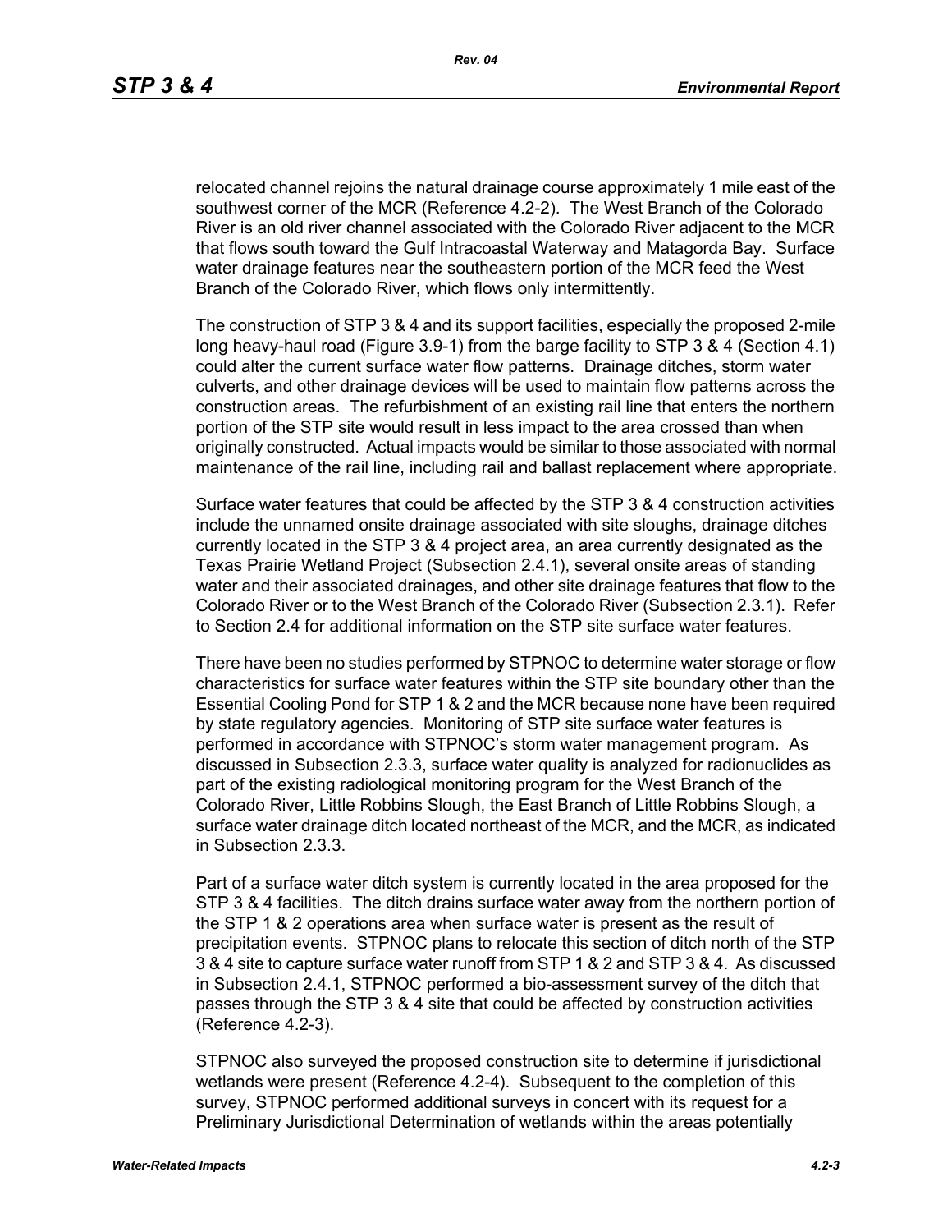relocated channel rejoins the natural drainage course approximately 1 mile east of the southwest corner of the MCR (Reference 4.2-2). The West Branch of the Colorado River is an old river channel associated with the Colorado River adjacent to the MCR that flows south toward the Gulf Intracoastal Waterway and Matagorda Bay. Surface water drainage features near the southeastern portion of the MCR feed the West Branch of the Colorado River, which flows only intermittently.

The construction of STP 3 & 4 and its support facilities, especially the proposed 2-mile long heavy-haul road (Figure 3.9-1) from the barge facility to STP 3 & 4 (Section 4.1) could alter the current surface water flow patterns. Drainage ditches, storm water culverts, and other drainage devices will be used to maintain flow patterns across the construction areas. The refurbishment of an existing rail line that enters the northern portion of the STP site would result in less impact to the area crossed than when originally constructed. Actual impacts would be similar to those associated with normal maintenance of the rail line, including rail and ballast replacement where appropriate.

Surface water features that could be affected by the STP 3 & 4 construction activities include the unnamed onsite drainage associated with site sloughs, drainage ditches currently located in the STP 3 & 4 project area, an area currently designated as the Texas Prairie Wetland Project (Subsection 2.4.1), several onsite areas of standing water and their associated drainages, and other site drainage features that flow to the Colorado River or to the West Branch of the Colorado River (Subsection 2.3.1). Refer to Section 2.4 for additional information on the STP site surface water features.

There have been no studies performed by STPNOC to determine water storage or flow characteristics for surface water features within the STP site boundary other than the Essential Cooling Pond for STP 1 & 2 and the MCR because none have been required by state regulatory agencies. Monitoring of STP site surface water features is performed in accordance with STPNOC's storm water management program. As discussed in Subsection 2.3.3, surface water quality is analyzed for radionuclides as part of the existing radiological monitoring program for the West Branch of the Colorado River, Little Robbins Slough, the East Branch of Little Robbins Slough, a surface water drainage ditch located northeast of the MCR, and the MCR, as indicated in Subsection 2.3.3.

Part of a surface water ditch system is currently located in the area proposed for the STP 3 & 4 facilities. The ditch drains surface water away from the northern portion of the STP 1 & 2 operations area when surface water is present as the result of precipitation events. STPNOC plans to relocate this section of ditch north of the STP 3 & 4 site to capture surface water runoff from STP 1 & 2 and STP 3 & 4. As discussed in Subsection 2.4.1, STPNOC performed a bio-assessment survey of the ditch that passes through the STP 3 & 4 site that could be affected by construction activities (Reference 4.2-3).

STPNOC also surveyed the proposed construction site to determine if jurisdictional wetlands were present (Reference 4.2-4). Subsequent to the completion of this survey, STPNOC performed additional surveys in concert with its request for a Preliminary Jurisdictional Determination of wetlands within the areas potentially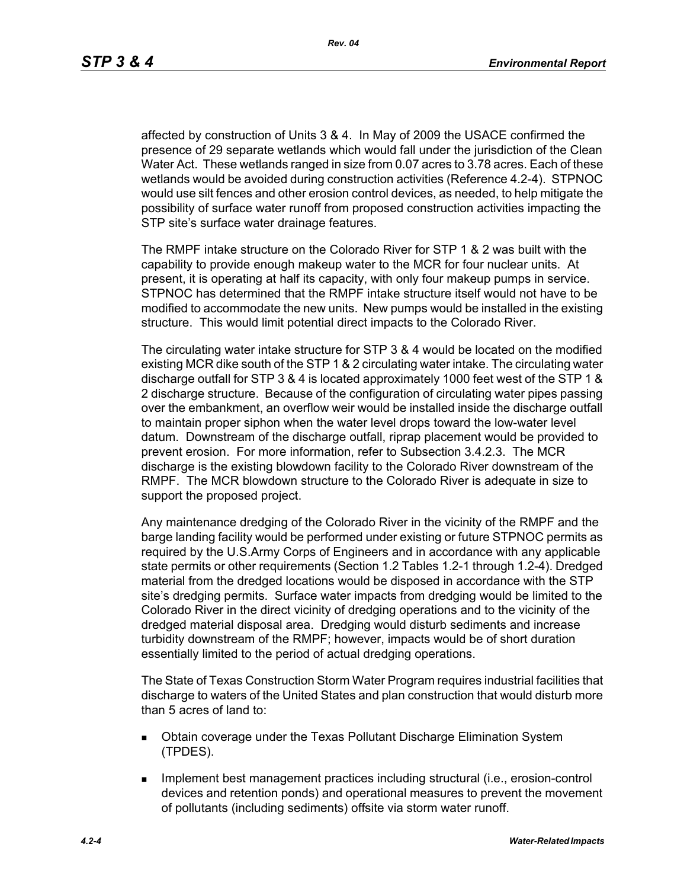affected by construction of Units 3 & 4. In May of 2009 the USACE confirmed the presence of 29 separate wetlands which would fall under the jurisdiction of the Clean Water Act. These wetlands ranged in size from 0.07 acres to 3.78 acres. Each of these wetlands would be avoided during construction activities (Reference 4.2-4). STPNOC would use silt fences and other erosion control devices, as needed, to help mitigate the possibility of surface water runoff from proposed construction activities impacting the STP site's surface water drainage features.

The RMPF intake structure on the Colorado River for STP 1 & 2 was built with the capability to provide enough makeup water to the MCR for four nuclear units. At present, it is operating at half its capacity, with only four makeup pumps in service. STPNOC has determined that the RMPF intake structure itself would not have to be modified to accommodate the new units. New pumps would be installed in the existing structure. This would limit potential direct impacts to the Colorado River.

The circulating water intake structure for STP 3 & 4 would be located on the modified existing MCR dike south of the STP 1 & 2 circulating water intake. The circulating water discharge outfall for STP 3 & 4 is located approximately 1000 feet west of the STP 1 & 2 discharge structure. Because of the configuration of circulating water pipes passing over the embankment, an overflow weir would be installed inside the discharge outfall to maintain proper siphon when the water level drops toward the low-water level datum. Downstream of the discharge outfall, riprap placement would be provided to prevent erosion. For more information, refer to Subsection 3.4.2.3. The MCR discharge is the existing blowdown facility to the Colorado River downstream of the RMPF. The MCR blowdown structure to the Colorado River is adequate in size to support the proposed project.

Any maintenance dredging of the Colorado River in the vicinity of the RMPF and the barge landing facility would be performed under existing or future STPNOC permits as required by the U.S.Army Corps of Engineers and in accordance with any applicable state permits or other requirements (Section 1.2 Tables 1.2-1 through 1.2-4). Dredged material from the dredged locations would be disposed in accordance with the STP site's dredging permits. Surface water impacts from dredging would be limited to the Colorado River in the direct vicinity of dredging operations and to the vicinity of the dredged material disposal area. Dredging would disturb sediments and increase turbidity downstream of the RMPF; however, impacts would be of short duration essentially limited to the period of actual dredging operations.

The State of Texas Construction Storm Water Program requires industrial facilities that discharge to waters of the United States and plan construction that would disturb more than 5 acres of land to:

- Obtain coverage under the Texas Pollutant Discharge Elimination System (TPDES).
- Implement best management practices including structural (i.e., erosion-control devices and retention ponds) and operational measures to prevent the movement of pollutants (including sediments) offsite via storm water runoff.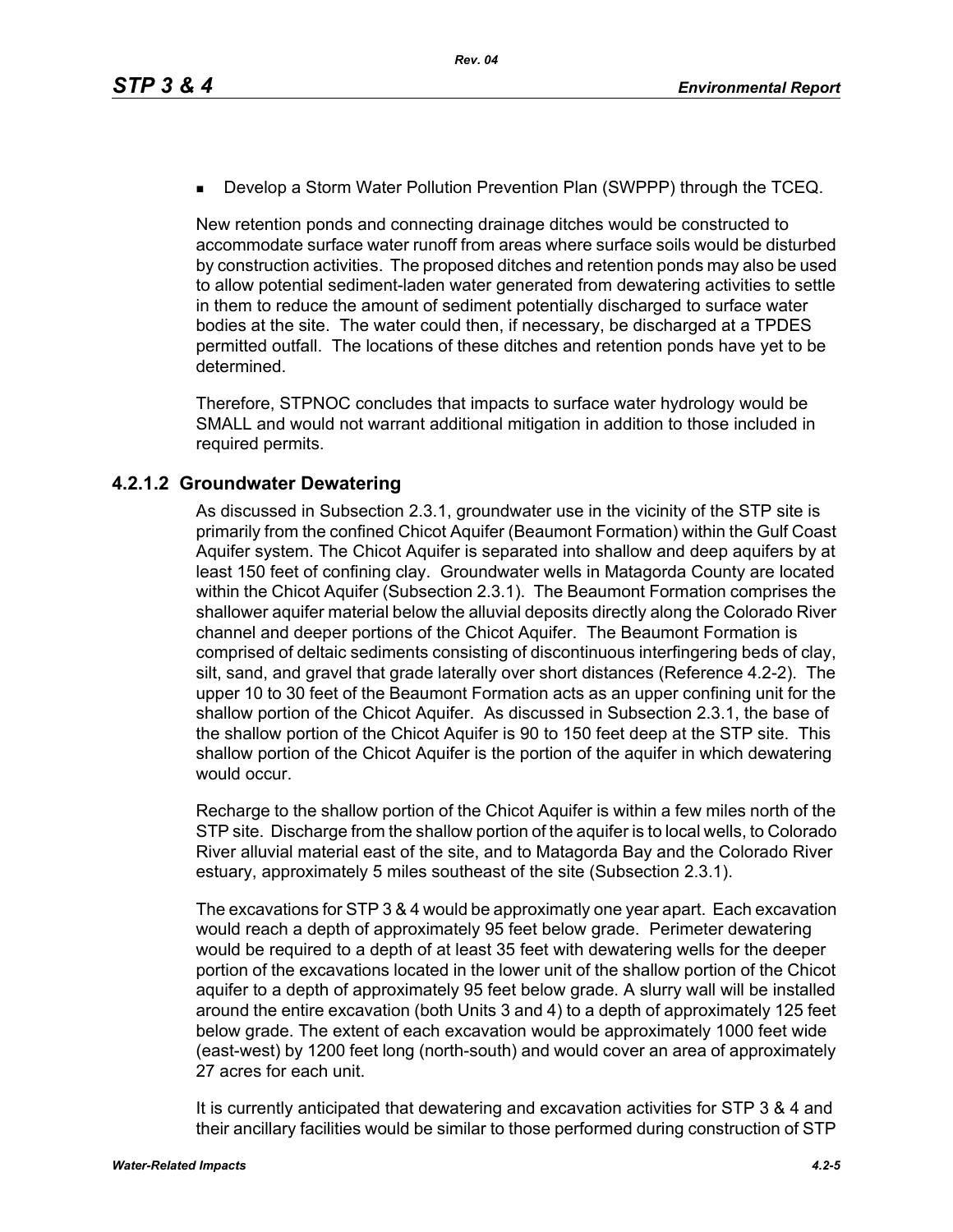- Develop a Storm Water Pollution Prevention Plan (SWPPP) through the TCEQ.

New retention ponds and connecting drainage ditches would be constructed to accommodate surface water runoff from areas where surface soils would be disturbed by construction activities. The proposed ditches and retention ponds may also be used to allow potential sediment-laden water generated from dewatering activities to settle in them to reduce the amount of sediment potentially discharged to surface water bodies at the site. The water could then, if necessary, be discharged at a TPDES permitted outfall. The locations of these ditches and retention ponds have yet to be determined.

Therefore, STPNOC concludes that impacts to surface water hydrology would be SMALL and would not warrant additional mitigation in addition to those included in required permits.

### 4.2.1.2 Groundwater Dewatering

As discussed in Subsection 2.3.1, groundwater use in the vicinity of the STP site is primarily from the confined Chicot Aquifer (Beaumont Formation) within the Gulf Coast Aquifer system. The Chicot Aquifer is separated into shallow and deep aquifers by at least 150 feet of confining clay. Groundwater wells in Matagorda County are located within the Chicot Aquifer (Subsection 2.3.1). The Beaumont Formation comprises the shallower aquifer material below the alluvial deposits directly along the Colorado River channel and deeper portions of the Chicot Aquifer. The Beaumont Formation is comprised of deltaic sediments consisting of discontinuous interfingering beds of clay, silt, sand, and gravel that grade laterally over short distances (Reference 4.2-2). The upper 10 to 30 feet of the Beaumont Formation acts as an upper confining unit for the shallow portion of the Chicot Aquifer. As discussed in Subsection 2.3.1, the base of the shallow portion of the Chicot Aquifer is 90 to 150 feet deep at the STP site. This shallow portion of the Chicot Aquifer is the portion of the aquifer in which dewatering would occur.

Recharge to the shallow portion of the Chicot Aquifer is within a few miles north of the STP site. Discharge from the shallow portion of the aquifer is to local wells, to Colorado River alluvial material east of the site, and to Matagorda Bay and the Colorado River estuary, approximately 5 miles southeast of the site (Subsection 2.3.1).

The excavations for STP 3 & 4 would be approximatly one year apart. Each excavation would reach a depth of approximately 95 feet below grade. Perimeter dewatering would be required to a depth of at least 35 feet with dewatering wells for the deeper portion of the excavations located in the lower unit of the shallow portion of the Chicot aquifer to a depth of approximately 95 feet below grade. A slurry wall will be installed around the entire excavation (both Units 3 and 4) to a depth of approximately 125 feet below grade. The extent of each excavation would be approximately 1000 feet wide (east-west) by 1200 feet long (north-south) and would cover an area of approximately 27 acres for each unit.

It is currently anticipated that dewatering and excavation activities for STP 3 & 4 and their ancillary facilities would be similar to those performed during construction of STP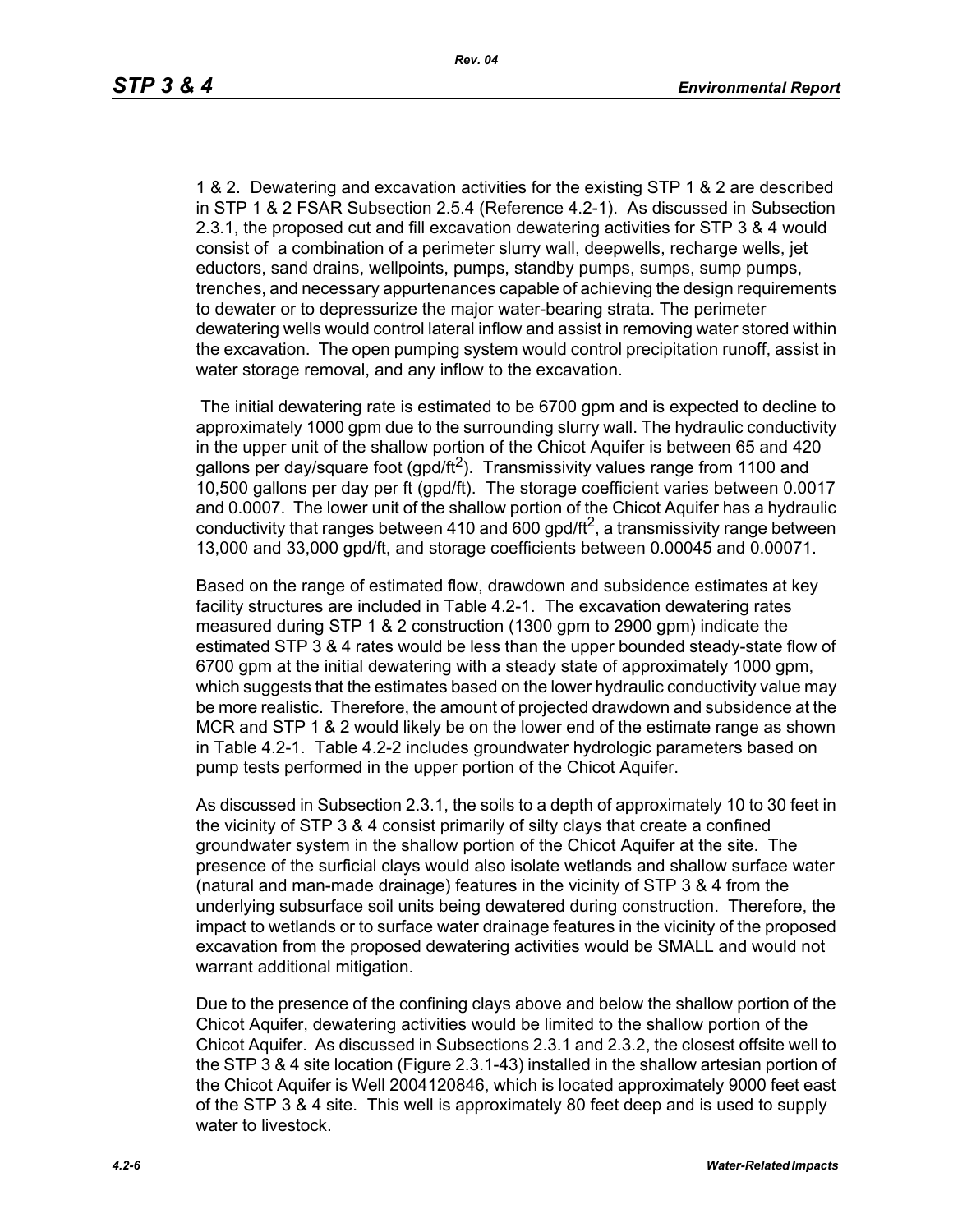1 & 2. Dewatering and excavation activities for the existing STP 1 & 2 are described in STP 1 & 2 FSAR Subsection 2.5.4 (Reference 4.2-1). As discussed in Subsection 2.3.1, the proposed cut and fill excavation dewatering activities for STP 3 & 4 would consist of a combination of a perimeter slurry wall, deepwells, recharge wells, jet eductors, sand drains, wellpoints, pumps, standby pumps, sumps, sump pumps, trenches, and necessary appurtenances capable of achieving the design requirements to dewater or to depressurize the major water-bearing strata. The perimeter dewatering wells would control lateral inflow and assist in removing water stored within the excavation. The open pumping system would control precipitation runoff, assist in water storage removal, and any inflow to the excavation.

The initial dewatering rate is estimated to be 6700 gpm and is expected to decline to approximately 1000 gpm due to the surrounding slurry wall. The hydraulic conductivity in the upper unit of the shallow portion of the Chicot Aquifer is between 65 and 420 gallons per day/square foot (gpd/ft$^2$). Transmissivity values range from 1100 and 10,500 gallons per day per ft (gpd/ft). The storage coefficient varies between 0.0017 and 0.0007. The lower unit of the shallow portion of the Chicot Aquifer has a hydraulic conductivity that ranges between 410 and 600 gpd/ft$^2$, a transmissivity range between 13,000 and 33,000 gpd/ft, and storage coefficients between 0.00045 and 0.00071.

Based on the range of estimated flow, drawdown and subsidence estimates at key facility structures are included in Table 4.2-1. The excavation dewatering rates measured during STP 1 & 2 construction (1300 gpm to 2900 gpm) indicate the estimated STP 3 & 4 rates would be less than the upper bounded steady-state flow of 6700 gpm at the initial dewatering with a steady state of approximately 1000 gpm, which suggests that the estimates based on the lower hydraulic conductivity value may be more realistic. Therefore, the amount of projected drawdown and subsidence at the MCR and STP 1 & 2 would likely be on the lower end of the estimate range as shown in Table 4.2-1. Table 4.2-2 includes groundwater hydrologic parameters based on pump tests performed in the upper portion of the Chicot Aquifer.

As discussed in Subsection 2.3.1, the soils to a depth of approximately 10 to 30 feet in the vicinity of STP 3 & 4 consist primarily of silty clays that create a confined groundwater system in the shallow portion of the Chicot Aquifer at the site. The presence of the surficial clays would also isolate wetlands and shallow surface water (natural and man-made drainage) features in the vicinity of STP 3 & 4 from the underlying subsurface soil units being dewatered during construction. Therefore, the impact to wetlands or to surface water drainage features in the vicinity of the proposed excavation from the proposed dewatering activities would be SMALL and would not warrant additional mitigation.

Due to the presence of the confining clays above and below the shallow portion of the Chicot Aquifer, dewatering activities would be limited to the shallow portion of the Chicot Aquifer. As discussed in Subsections 2.3.1 and 2.3.2, the closest offsite well to the STP 3 & 4 site location (Figure 2.3.1-43) installed in the shallow artesian portion of the Chicot Aquifer is Well 2004120846, which is located approximately 9000 feet east of the STP 3 & 4 site. This well is approximately 80 feet deep and is used to supply water to livestock.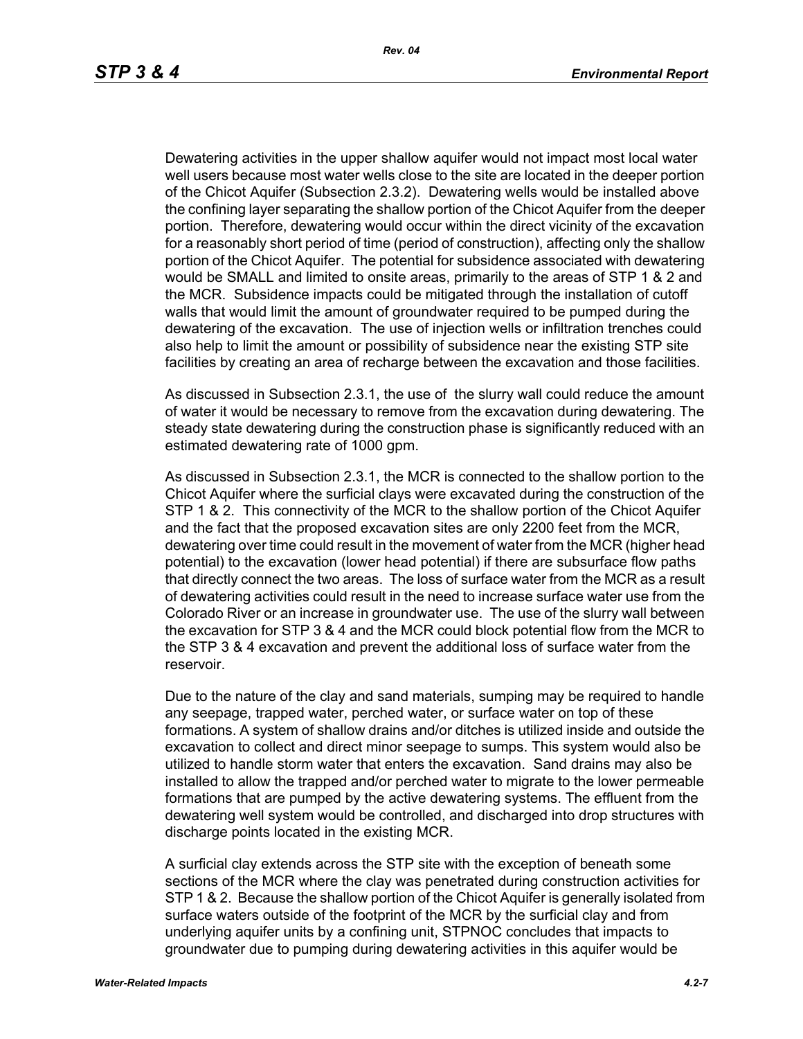Dewatering activities in the upper shallow aquifer would not impact most local water well users because most water wells close to the site are located in the deeper portion of the Chicot Aquifer (Subsection 2.3.2). Dewatering wells would be installed above the confining layer separating the shallow portion of the Chicot Aquifer from the deeper portion. Therefore, dewatering would occur within the direct vicinity of the excavation for a reasonably short period of time (period of construction), affecting only the shallow portion of the Chicot Aquifer. The potential for subsidence associated with dewatering would be SMALL and limited to onsite areas, primarily to the areas of STP 1 & 2 and the MCR. Subsidence impacts could be mitigated through the installation of cutoff walls that would limit the amount of groundwater required to be pumped during the dewatering of the excavation. The use of injection wells or infiltration trenches could also help to limit the amount or possibility of subsidence near the existing STP site facilities by creating an area of recharge between the excavation and those facilities.

As discussed in Subsection 2.3.1, the use of the slurry wall could reduce the amount of water it would be necessary to remove from the excavation during dewatering. The steady state dewatering during the construction phase is significantly reduced with an estimated dewatering rate of 1000 gpm.

As discussed in Subsection 2.3.1, the MCR is connected to the shallow portion to the Chicot Aquifer where the surficial clays were excavated during the construction of the STP 1 & 2. This connectivity of the MCR to the shallow portion of the Chicot Aquifer and the fact that the proposed excavation sites are only 2200 feet from the MCR, dewatering over time could result in the movement of water from the MCR (higher head potential) to the excavation (lower head potential) if there are subsurface flow paths that directly connect the two areas. The loss of surface water from the MCR as a result of dewatering activities could result in the need to increase surface water use from the Colorado River or an increase in groundwater use. The use of the slurry wall between the excavation for STP 3 & 4 and the MCR could block potential flow from the MCR to the STP 3 & 4 excavation and prevent the additional loss of surface water from the reservoir.

Due to the nature of the clay and sand materials, sumping may be required to handle any seepage, trapped water, perched water, or surface water on top of these formations. A system of shallow drains and/or ditches is utilized inside and outside the excavation to collect and direct minor seepage to sumps. This system would also be utilized to handle storm water that enters the excavation. Sand drains may also be installed to allow the trapped and/or perched water to migrate to the lower permeable formations that are pumped by the active dewatering systems. The effluent from the dewatering well system would be controlled, and discharged into drop structures with discharge points located in the existing MCR.

A surficial clay extends across the STP site with the exception of beneath some sections of the MCR where the clay was penetrated during construction activities for STP 1 & 2. Because the shallow portion of the Chicot Aquifer is generally isolated from surface waters outside of the footprint of the MCR by the surficial clay and from underlying aquifer units by a confining unit, STPNOC concludes that impacts to groundwater due to pumping during dewatering activities in this aquifer would be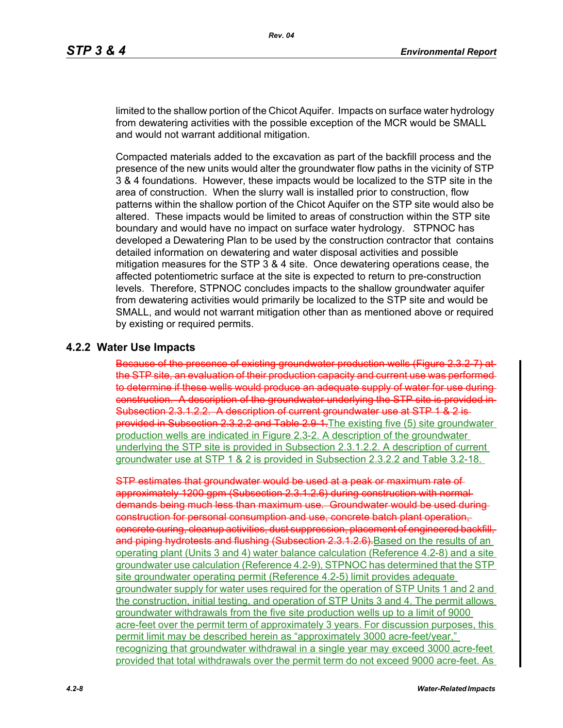limited to the shallow portion of the Chicot Aquifer. Impacts on surface water hydrology from dewatering activities with the possible exception of the MCR would be SMALL and would not warrant additional mitigation.

Compacted materials added to the excavation as part of the backfill process and the presence of the new units would alter the groundwater flow paths in the vicinity of STP 3 & 4 foundations. However, these impacts would be localized to the STP site in the area of construction. When the slurry wall is installed prior to construction, flow patterns within the shallow portion of the Chicot Aquifer on the STP site would also be altered. These impacts would be limited to areas of construction within the STP site boundary and would have no impact on surface water hydrology. STPNOC has developed a Dewatering Plan to be used by the construction contractor that contains detailed information on dewatering and water disposal activities and possible mitigation measures for the STP 3 & 4 site. Once dewatering operations cease, the affected potentiometric surface at the site is expected to return to pre-construction levels. Therefore, STPNOC concludes impacts to the shallow groundwater aquifer from dewatering activities would primarily be localized to the STP site and would be SMALL, and would not warrant mitigation other than as mentioned above or required by existing or required permits.

## 4.2.2 Water Use Impacts

~~Because of the presence of existing groundwater production wells (Figure 2.3.2-7) at the STP site, an evaluation of their production capacity and current use was performed to determine if these wells would produce an adequate supply of water for use during construction. A description of the groundwater underlying the STP site is provided in Subsection 2.3.1.2.2. A description of current groundwater use at STP 1 & 2 is provided in Subsection 2.3.2.2 and Table 2.9-1.~~The existing five (5) site groundwater production wells are indicated in Figure 2.3-2. A description of the groundwater underlying the STP site is provided in Subsection 2.3.1.2.2. A description of current groundwater use at STP 1 & 2 is provided in Subsection 2.3.2.2 and Table 3.2-18.

~~STP estimates that groundwater would be used at a peak or maximum rate of approximately 1200 gpm (Subsection 2.3.1.2.6) during construction with normal demands being much less than maximum use. Groundwater would be used during construction for personal consumption and use, concrete batch plant operation, concrete curing, cleanup activities, dust suppression, placement of engineered backfill, and piping hydrotests and flushing (Subsection 2.3.1.2.6).~~Based on the results of an operating plant (Units 3 and 4) water balance calculation (Reference 4.2-8) and a site groundwater use calculation (Reference 4.2-9), STPNOC has determined that the STP site groundwater operating permit (Reference 4.2-5) limit provides adequate groundwater supply for water uses required for the operation of STP Units 1 and 2 and the construction, initial testing, and operation of STP Units 3 and 4. The permit allows groundwater withdrawals from the five site production wells up to a limit of 9000 acre-feet over the permit term of approximately 3 years. For discussion purposes, this permit limit may be described herein as "approximately 3000 acre-feet/year," recognizing that groundwater withdrawal in a single year may exceed 3000 acre-feet provided that total withdrawals over the permit term do not exceed 9000 acre-feet. As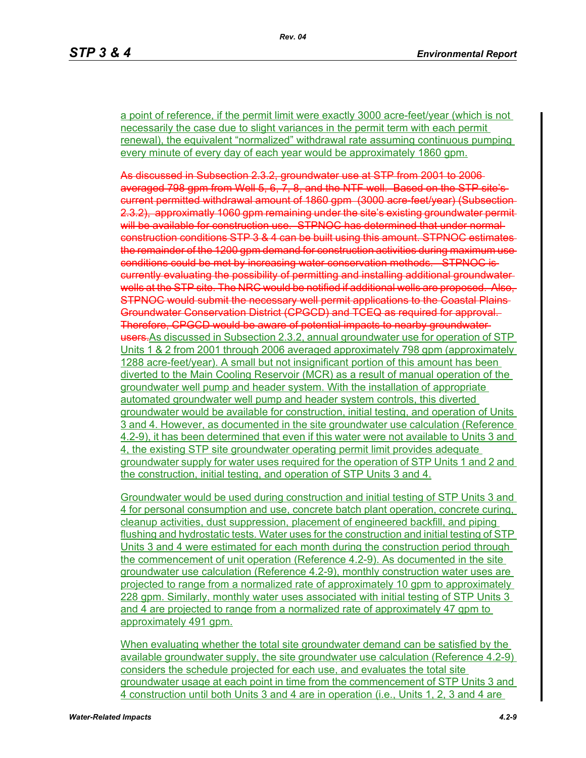a point of reference, if the permit limit were exactly 3000 acre-feet/year (which is not necessarily the case due to slight variances in the permit term with each permit renewal), the equivalent “normalized” withdrawal rate assuming continuous pumping every minute of every day of each year would be approximately 1860 gpm.

~~As discussed in Subsection 2.3.2, groundwater use at STP from 2001 to 2006 averaged 798 gpm from Well 5, 6, 7, 8, and the NTF well. Based on the STP site’s current permitted withdrawal amount of 1860 gpm (3000 acre-feet/year) (Subsection 2.3.2), approximatly 1060 gpm remaining under the site’s existing groundwater permit will be available for construction use. STPNOC has determined that under normal construction conditions STP 3 & 4 can be built using this amount. STPNOC estimates the remainder of the 1200 gpm demand for construction activities during maximum use conditions could be met by increasing water conservation methods. STPNOC is currently evaluating the possibility of permitting and installing additional groundwater wells at the STP site. The NRC would be notified if additional wells are proposed. Also, STPNOC would submit the necessary well permit applications to the Coastal Plains Groundwater Conservation District (CPGCD) and TCEQ as required for approval. Therefore, CPGCD would be aware of potential impacts to nearby groundwater users.~~As discussed in Subsection 2.3.2, annual groundwater use for operation of STP Units 1 & 2 from 2001 through 2006 averaged approximately 798 gpm (approximately 1288 acre-feet/year). A small but not insignificant portion of this amount has been diverted to the Main Cooling Reservoir (MCR) as a result of manual operation of the groundwater well pump and header system. With the installation of appropriate automated groundwater well pump and header system controls, this diverted groundwater would be available for construction, initial testing, and operation of Units 3 and 4. However, as documented in the site groundwater use calculation (Reference 4.2-9), it has been determined that even if this water were not available to Units 3 and 4, the existing STP site groundwater operating permit limit provides adequate groundwater supply for water uses required for the operation of STP Units 1 and 2 and the construction, initial testing, and operation of STP Units 3 and 4.

Groundwater would be used during construction and initial testing of STP Units 3 and 4 for personal consumption and use, concrete batch plant operation, concrete curing, cleanup activities, dust suppression, placement of engineered backfill, and piping flushing and hydrostatic tests. Water uses for the construction and initial testing of STP Units 3 and 4 were estimated for each month during the construction period through the commencement of unit operation (Reference 4.2-9). As documented in the site groundwater use calculation (Reference 4.2-9), monthly construction water uses are projected to range from a normalized rate of approximately 10 gpm to approximately 228 gpm. Similarly, monthly water uses associated with initial testing of STP Units 3 and 4 are projected to range from a normalized rate of approximately 47 gpm to approximately 491 gpm.

When evaluating whether the total site groundwater demand can be satisfied by the available groundwater supply, the site groundwater use calculation (Reference 4.2-9) considers the schedule projected for each use, and evaluates the total site groundwater usage at each point in time from the commencement of STP Units 3 and 4 construction until both Units 3 and 4 are in operation (i.e., Units 1, 2, 3 and 4 are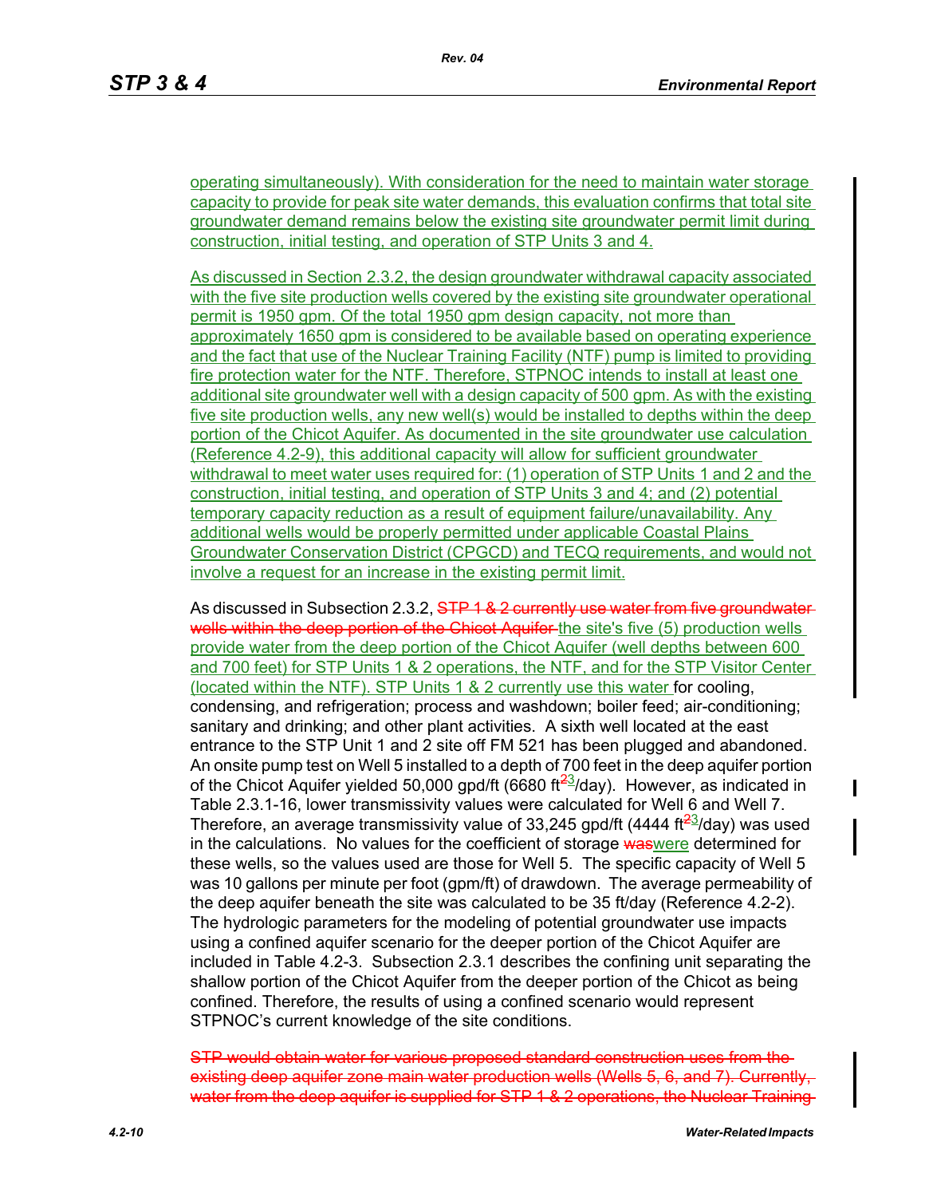operating simultaneously). With consideration for the need to maintain water storage capacity to provide for peak site water demands, this evaluation confirms that total site groundwater demand remains below the existing site groundwater permit limit during construction, initial testing, and operation of STP Units 3 and 4.

As discussed in Section 2.3.2, the design groundwater withdrawal capacity associated with the five site production wells covered by the existing site groundwater operational permit is 1950 gpm. Of the total 1950 gpm design capacity, not more than approximately 1650 gpm is considered to be available based on operating experience and the fact that use of the Nuclear Training Facility (NTF) pump is limited to providing fire protection water for the NTF. Therefore, STPNOC intends to install at least one additional site groundwater well with a design capacity of 500 gpm. As with the existing five site production wells, any new well(s) would be installed to depths within the deep portion of the Chicot Aquifer. As documented in the site groundwater use calculation (Reference 4.2-9), this additional capacity will allow for sufficient groundwater withdrawal to meet water uses required for: (1) operation of STP Units 1 and 2 and the construction, initial testing, and operation of STP Units 3 and 4; and (2) potential temporary capacity reduction as a result of equipment failure/unavailability. Any additional wells would be properly permitted under applicable Coastal Plains Groundwater Conservation District (CPGCD) and TECQ requirements, and would not involve a request for an increase in the existing permit limit.

As discussed in Subsection 2.3.2, ~~STP 1 & 2 currently use water from five groundwater wells within the deep portion of the Chicot Aquifer~~ the site's five (5) production wells provide water from the deep portion of the Chicot Aquifer (well depths between 600 and 700 feet) for STP Units 1 & 2 operations, the NTF, and for the STP Visitor Center (located within the NTF). STP Units 1 & 2 currently use this water for cooling, condensing, and refrigeration; process and washdown; boiler feed; air-conditioning; sanitary and drinking; and other plant activities. A sixth well located at the east entrance to the STP Unit 1 and 2 site off FM 521 has been plugged and abandoned. An onsite pump test on Well 5 installed to a depth of 700 feet in the deep aquifer portion of the Chicot Aquifer yielded 50,000 gpd/ft (6680 ft~~2~~3/day). However, as indicated in Table 2.3.1-16, lower transmissivity values were calculated for Well 6 and Well 7. Therefore, an average transmissivity value of 33,245 gpd/ft (4444 ft~~2~~3/day) was used in the calculations. No values for the coefficient of storage ~~was~~were determined for these wells, so the values used are those for Well 5. The specific capacity of Well 5 was 10 gallons per minute per foot (gpm/ft) of drawdown. The average permeability of the deep aquifer beneath the site was calculated to be 35 ft/day (Reference 4.2-2). The hydrologic parameters for the modeling of potential groundwater use impacts using a confined aquifer scenario for the deeper portion of the Chicot Aquifer are included in Table 4.2-3. Subsection 2.3.1 describes the confining unit separating the shallow portion of the Chicot Aquifer from the deeper portion of the Chicot as being confined. Therefore, the results of using a confined scenario would represent STPNOC's current knowledge of the site conditions.

~~STP would obtain water for various proposed standard construction uses from the existing deep aquifer zone main water production wells (Wells 5, 6, and 7). Currently, water from the deep aquifer is supplied for STP 1 & 2 operations, the Nuclear Training~~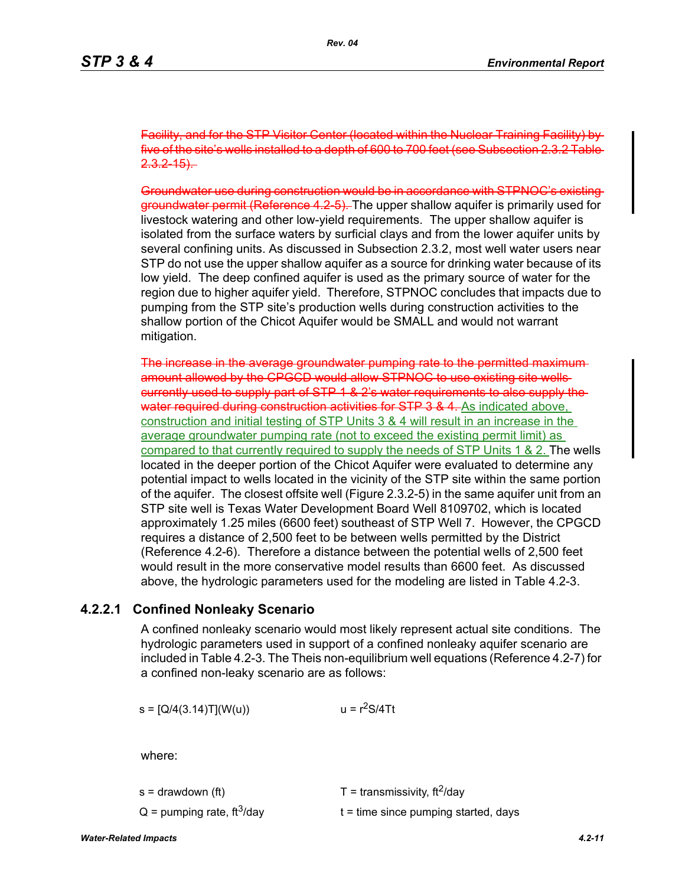~~Facility, and for the STP Visitor Center (located within the Nuclear Training Facility) by five of the site's wells installed to a depth of 600 to 700 feet (see Subsection 2.3.2 Table 2.3.2-15).~~

~~Groundwater use during construction would be in accordance with STPNOC's existing groundwater permit (Reference 4.2-5).~~ The upper shallow aquifer is primarily used for livestock watering and other low-yield requirements. The upper shallow aquifer is isolated from the surface waters by surficial clays and from the lower aquifer units by several confining units. As discussed in Subsection 2.3.2, most well water users near STP do not use the upper shallow aquifer as a source for drinking water because of its low yield. The deep confined aquifer is used as the primary source of water for the region due to higher aquifer yield. Therefore, STPNOC concludes that impacts due to pumping from the STP site's production wells during construction activities to the shallow portion of the Chicot Aquifer would be SMALL and would not warrant mitigation.

~~The increase in the average groundwater pumping rate to the permitted maximum amount allowed by the CPGCD would allow STPNOC to use existing site wells currently used to supply part of STP 1 & 2's water requirements to also supply the water required during construction activities for STP 3 & 4.~~ As indicated above, construction and initial testing of STP Units 3 & 4 will result in an increase in the average groundwater pumping rate (not to exceed the existing permit limit) as compared to that currently required to supply the needs of STP Units 1 & 2. The wells located in the deeper portion of the Chicot Aquifer were evaluated to determine any potential impact to wells located in the vicinity of the STP site within the same portion of the aquifer. The closest offsite well (Figure 2.3.2-5) in the same aquifer unit from an STP site well is Texas Water Development Board Well 8109702, which is located approximately 1.25 miles (6600 feet) southeast of STP Well 7. However, the CPGCD requires a distance of 2,500 feet to be between wells permitted by the District (Reference 4.2-6). Therefore a distance between the potential wells of 2,500 feet would result in the more conservative model results than 6600 feet. As discussed above, the hydrologic parameters used for the modeling are listed in Table 4.2-3.

### 4.2.2.1 Confined Nonleaky Scenario

A confined nonleaky scenario would most likely represent actual site conditions. The hydrologic parameters used in support of a confined nonleaky aquifer scenario are included in Table 4.2-3. The Theis non-equilibrium well equations (Reference 4.2-7) for a confined non-leaky scenario are as follows:

$s = [Q/4(3.14)T](W(u))$ $\qquad\qquad$ $u = r^2S/4Tt$

where:

s = drawdown (ft) $\qquad$ T = transmissivity, $ft^2$/day

Q = pumping rate, $ft^3$/day $\qquad$ t = time since pumping started, days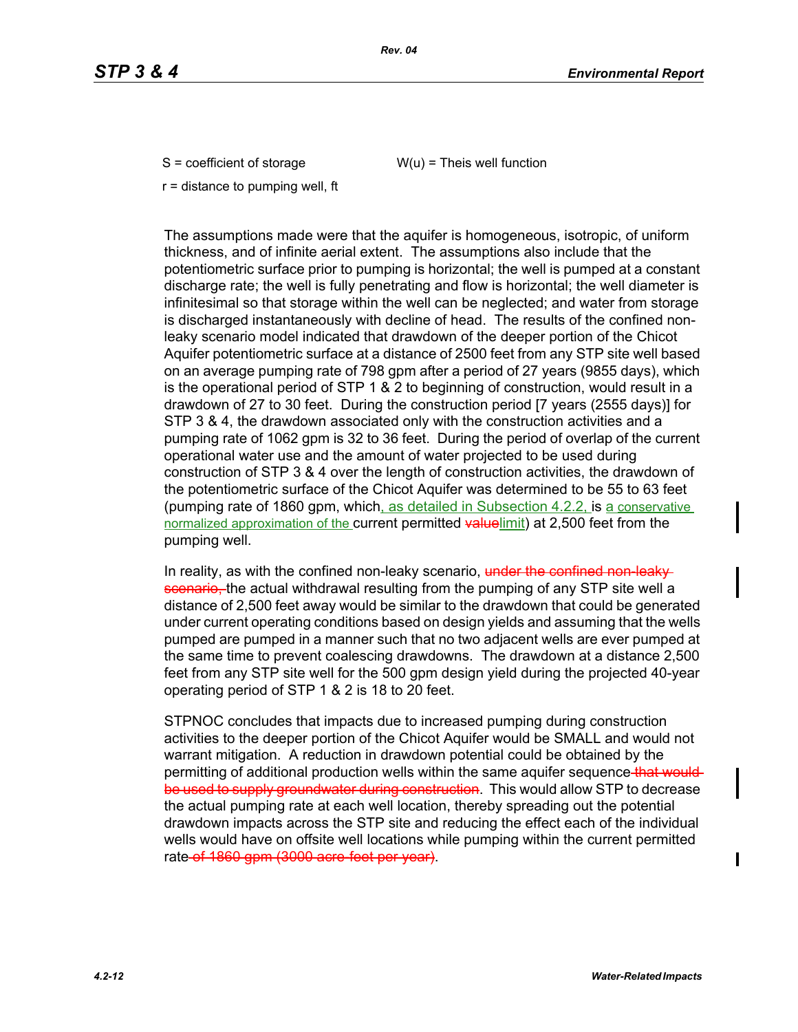$S$ = coefficient of storage

$W(u)$ = Theis well function

$r$ = distance to pumping well, ft

The assumptions made were that the aquifer is homogeneous, isotropic, of uniform thickness, and of infinite aerial extent. The assumptions also include that the potentiometric surface prior to pumping is horizontal; the well is pumped at a constant discharge rate; the well is fully penetrating and flow is horizontal; the well diameter is infinitesimal so that storage within the well can be neglected; and water from storage is discharged instantaneously with decline of head. The results of the confined non-leaky scenario model indicated that drawdown of the deeper portion of the Chicot Aquifer potentiometric surface at a distance of 2500 feet from any STP site well based on an average pumping rate of 798 gpm after a period of 27 years (9855 days), which is the operational period of STP 1 & 2 to beginning of construction, would result in a drawdown of 27 to 30 feet. During the construction period [7 years (2555 days)] for STP 3 & 4, the drawdown associated only with the construction activities and a pumping rate of 1062 gpm is 32 to 36 feet. During the period of overlap of the current operational water use and the amount of water projected to be used during construction of STP 3 & 4 over the length of construction activities, the drawdown of the potentiometric surface of the Chicot Aquifer was determined to be 55 to 63 feet (pumping rate of 1860 gpm, which, as detailed in Subsection 4.2.2, is a conservative normalized approximation of the current permitted ~~value~~limit) at 2,500 feet from the pumping well.

In reality, as with the confined non-leaky scenario, ~~under the confined non-leaky scenario,~~ the actual withdrawal resulting from the pumping of any STP site well a distance of 2,500 feet away would be similar to the drawdown that could be generated under current operating conditions based on design yields and assuming that the wells pumped are pumped in a manner such that no two adjacent wells are ever pumped at the same time to prevent coalescing drawdowns. The drawdown at a distance 2,500 feet from any STP site well for the 500 gpm design yield during the projected 40-year operating period of STP 1 & 2 is 18 to 20 feet.

STPNOC concludes that impacts due to increased pumping during construction activities to the deeper portion of the Chicot Aquifer would be SMALL and would not warrant mitigation. A reduction in drawdown potential could be obtained by the permitting of additional production wells within the same aquifer sequence ~~that would be used to supply groundwater during construction~~. This would allow STP to decrease the actual pumping rate at each well location, thereby spreading out the potential drawdown impacts across the STP site and reducing the effect each of the individual wells would have on offsite well locations while pumping within the current permitted rate ~~of 1860 gpm (3000 acre-feet per year)~~.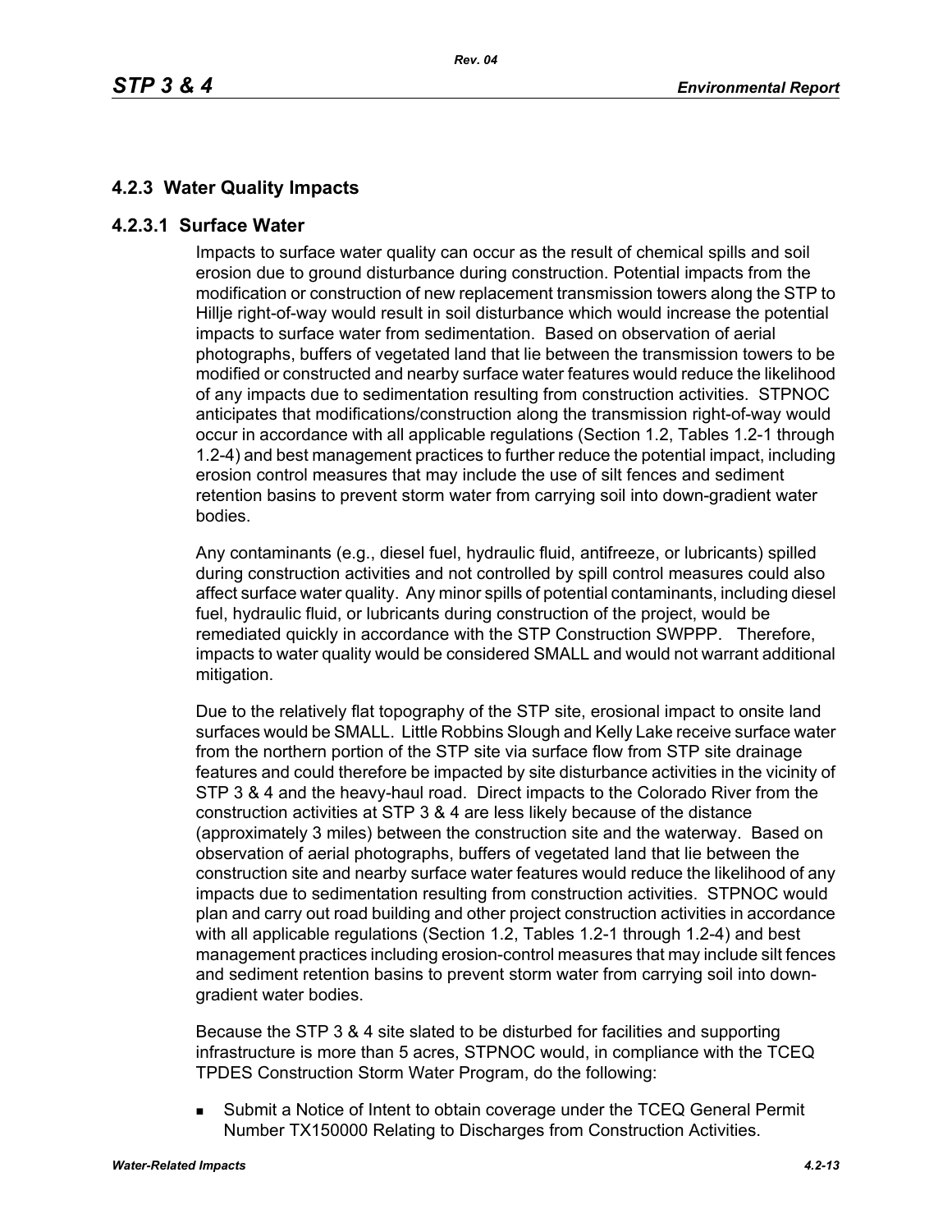## 4.2.3 Water Quality Impacts

### 4.2.3.1 Surface Water

Impacts to surface water quality can occur as the result of chemical spills and soil erosion due to ground disturbance during construction. Potential impacts from the modification or construction of new replacement transmission towers along the STP to Hillje right-of-way would result in soil disturbance which would increase the potential impacts to surface water from sedimentation. Based on observation of aerial photographs, buffers of vegetated land that lie between the transmission towers to be modified or constructed and nearby surface water features would reduce the likelihood of any impacts due to sedimentation resulting from construction activities. STPNOC anticipates that modifications/construction along the transmission right-of-way would occur in accordance with all applicable regulations (Section 1.2, Tables 1.2-1 through 1.2-4) and best management practices to further reduce the potential impact, including erosion control measures that may include the use of silt fences and sediment retention basins to prevent storm water from carrying soil into down-gradient water bodies.

Any contaminants (e.g., diesel fuel, hydraulic fluid, antifreeze, or lubricants) spilled during construction activities and not controlled by spill control measures could also affect surface water quality. Any minor spills of potential contaminants, including diesel fuel, hydraulic fluid, or lubricants during construction of the project, would be remediated quickly in accordance with the STP Construction SWPPP. Therefore, impacts to water quality would be considered SMALL and would not warrant additional mitigation.

Due to the relatively flat topography of the STP site, erosional impact to onsite land surfaces would be SMALL. Little Robbins Slough and Kelly Lake receive surface water from the northern portion of the STP site via surface flow from STP site drainage features and could therefore be impacted by site disturbance activities in the vicinity of STP 3 & 4 and the heavy-haul road. Direct impacts to the Colorado River from the construction activities at STP 3 & 4 are less likely because of the distance (approximately 3 miles) between the construction site and the waterway. Based on observation of aerial photographs, buffers of vegetated land that lie between the construction site and nearby surface water features would reduce the likelihood of any impacts due to sedimentation resulting from construction activities. STPNOC would plan and carry out road building and other project construction activities in accordance with all applicable regulations (Section 1.2, Tables 1.2-1 through 1.2-4) and best management practices including erosion-control measures that may include silt fences and sediment retention basins to prevent storm water from carrying soil into down-gradient water bodies.

Because the STP 3 & 4 site slated to be disturbed for facilities and supporting infrastructure is more than 5 acres, STPNOC would, in compliance with the TCEQ TPDES Construction Storm Water Program, do the following:

- Submit a Notice of Intent to obtain coverage under the TCEQ General Permit Number TX150000 Relating to Discharges from Construction Activities.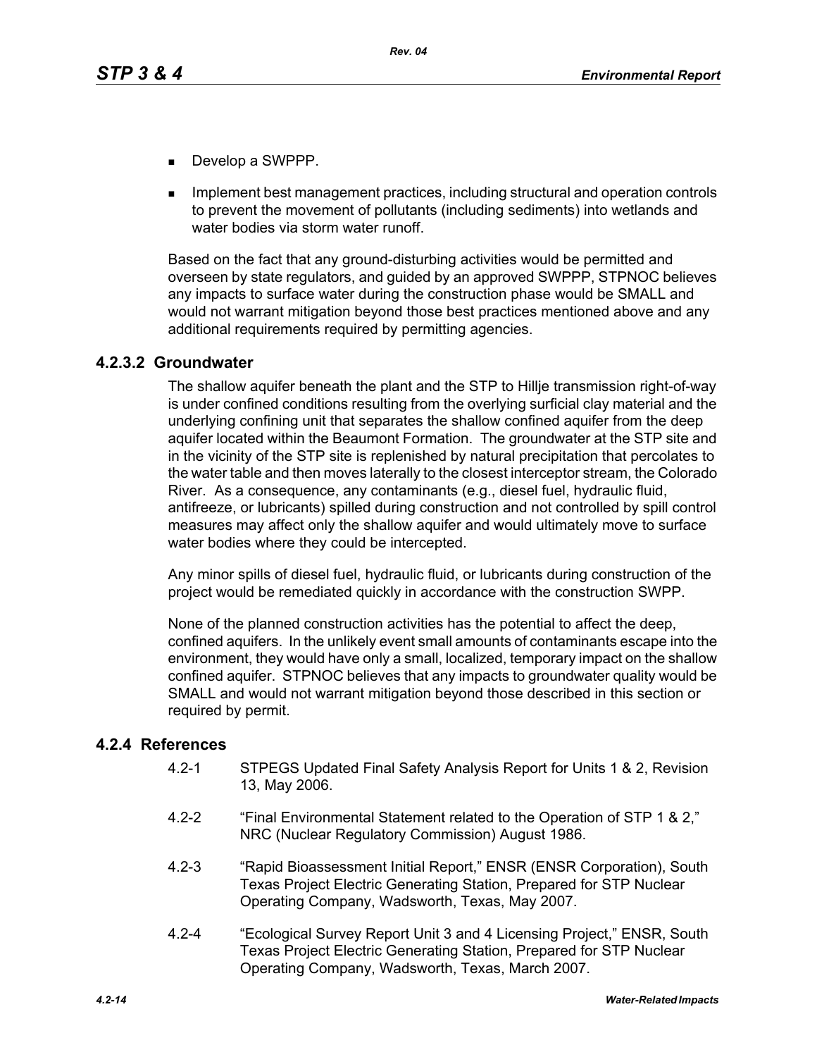- Develop a SWPPP.
- Implement best management practices, including structural and operation controls to prevent the movement of pollutants (including sediments) into wetlands and water bodies via storm water runoff.

Based on the fact that any ground-disturbing activities would be permitted and overseen by state regulators, and guided by an approved SWPPP, STPNOC believes any impacts to surface water during the construction phase would be SMALL and would not warrant mitigation beyond those best practices mentioned above and any additional requirements required by permitting agencies.

### 4.2.3.2 Groundwater

The shallow aquifer beneath the plant and the STP to Hillje transmission right-of-way is under confined conditions resulting from the overlying surficial clay material and the underlying confining unit that separates the shallow confined aquifer from the deep aquifer located within the Beaumont Formation. The groundwater at the STP site and in the vicinity of the STP site is replenished by natural precipitation that percolates to the water table and then moves laterally to the closest interceptor stream, the Colorado River. As a consequence, any contaminants (e.g., diesel fuel, hydraulic fluid, antifreeze, or lubricants) spilled during construction and not controlled by spill control measures may affect only the shallow aquifer and would ultimately move to surface water bodies where they could be intercepted.

Any minor spills of diesel fuel, hydraulic fluid, or lubricants during construction of the project would be remediated quickly in accordance with the construction SWPP.

None of the planned construction activities has the potential to affect the deep, confined aquifers. In the unlikely event small amounts of contaminants escape into the environment, they would have only a small, localized, temporary impact on the shallow confined aquifer. STPNOC believes that any impacts to groundwater quality would be SMALL and would not warrant mitigation beyond those described in this section or required by permit.

## 4.2.4 References

4.2-1 STPEGS Updated Final Safety Analysis Report for Units 1 & 2, Revision 13, May 2006.

4.2-2 "Final Environmental Statement related to the Operation of STP 1 & 2," NRC (Nuclear Regulatory Commission) August 1986.

4.2-3 "Rapid Bioassessment Initial Report," ENSR (ENSR Corporation), South Texas Project Electric Generating Station, Prepared for STP Nuclear Operating Company, Wadsworth, Texas, May 2007.

4.2-4 "Ecological Survey Report Unit 3 and 4 Licensing Project," ENSR, South Texas Project Electric Generating Station, Prepared for STP Nuclear Operating Company, Wadsworth, Texas, March 2007.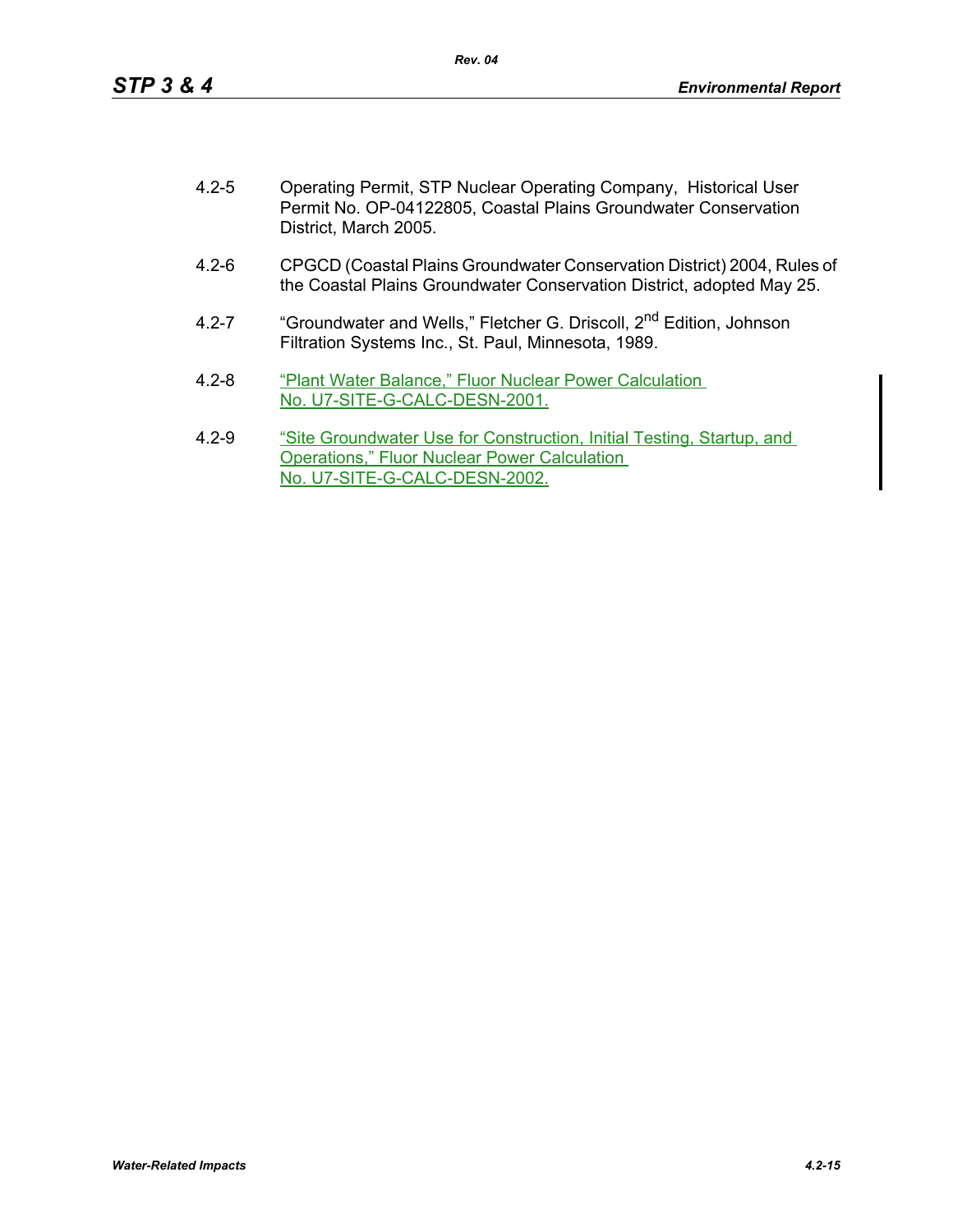4.2-5 Operating Permit, STP Nuclear Operating Company, Historical User Permit No. OP-04122805, Coastal Plains Groundwater Conservation District, March 2005.

4.2-6 CPGCD (Coastal Plains Groundwater Conservation District) 2004, Rules of the Coastal Plains Groundwater Conservation District, adopted May 25.

4.2-7 "Groundwater and Wells," Fletcher G. Driscoll, 2nd Edition, Johnson Filtration Systems Inc., St. Paul, Minnesota, 1989.

4.2-8 "Plant Water Balance," Fluor Nuclear Power Calculation No. U7-SITE-G-CALC-DESN-2001.

4.2-9 "Site Groundwater Use for Construction, Initial Testing, Startup, and Operations," Fluor Nuclear Power Calculation No. U7-SITE-G-CALC-DESN-2002.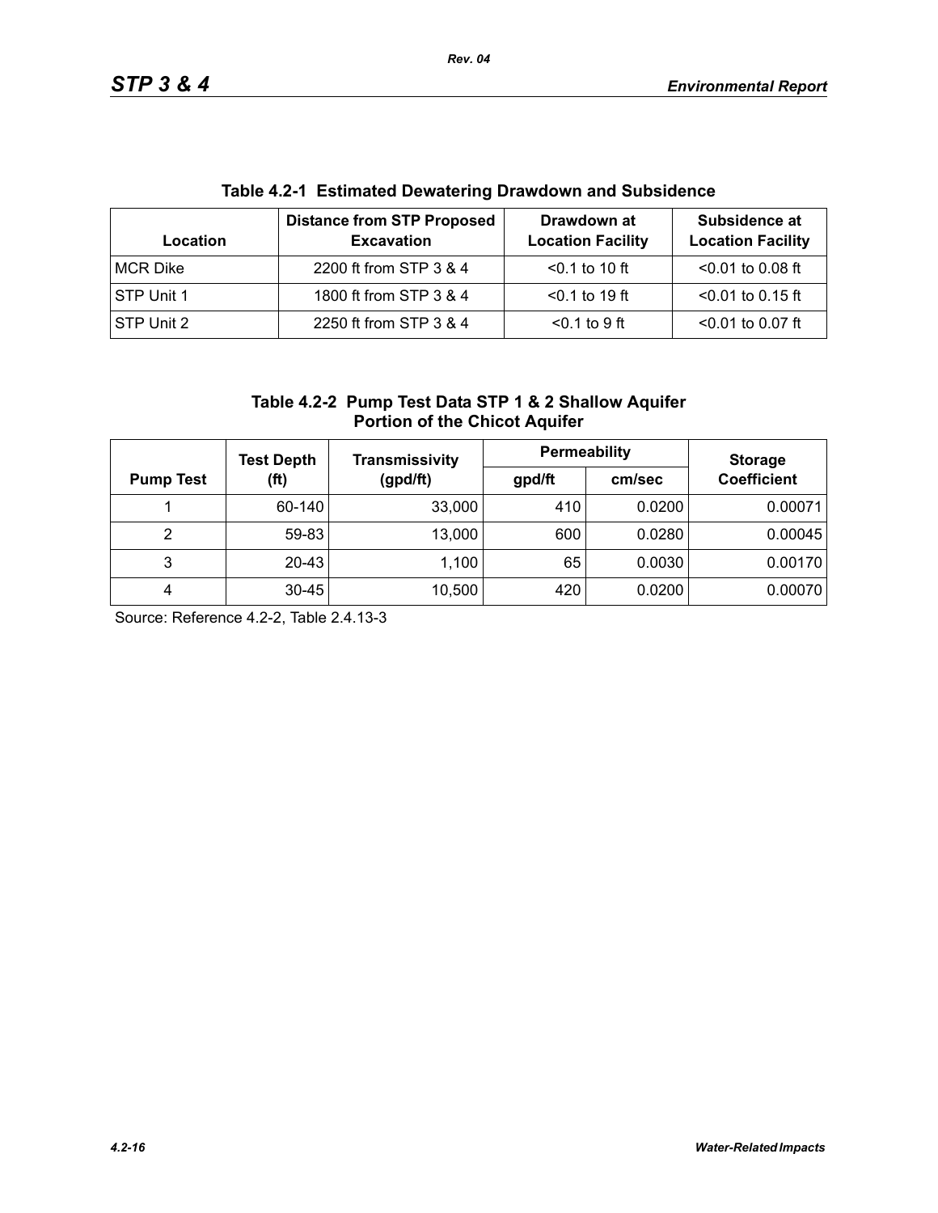**Table 4.2-1 Estimated Dewatering Drawdown and Subsidence**

| Location | Distance from STP Proposed Excavation | Drawdown at Location Facility | Subsidence at Location Facility |
|---|---|---|---|
| MCR Dike | 2200 ft from STP 3 & 4 | <0.1 to 10 ft | <0.01 to 0.08 ft |
| STP Unit 1 | 1800 ft from STP 3 & 4 | <0.1 to 19 ft | <0.01 to 0.15 ft |
| STP Unit 2 | 2250 ft from STP 3 & 4 | <0.1 to 9 ft | <0.01 to 0.07 ft |

**Table 4.2-2 Pump Test Data STP 1 & 2 Shallow Aquifer Portion of the Chicot Aquifer**

| Pump Test | Test Depth (ft) | Transmissivity (gpd/ft) | Permeability | | Storage Coefficient |
|---|---|---|---|---|---|
| | | | gpd/ft | cm/sec | |
| 1 | 60-140 | 33,000 | 410 | 0.0200 | 0.00071 |
| 2 | 59-83 | 13,000 | 600 | 0.0280 | 0.00045 |
| 3 | 20-43 | 1,100 | 65 | 0.0030 | 0.00170 |
| 4 | 30-45 | 10,500 | 420 | 0.0200 | 0.00070 |

Source: Reference 4.2-2, Table 2.4.13-3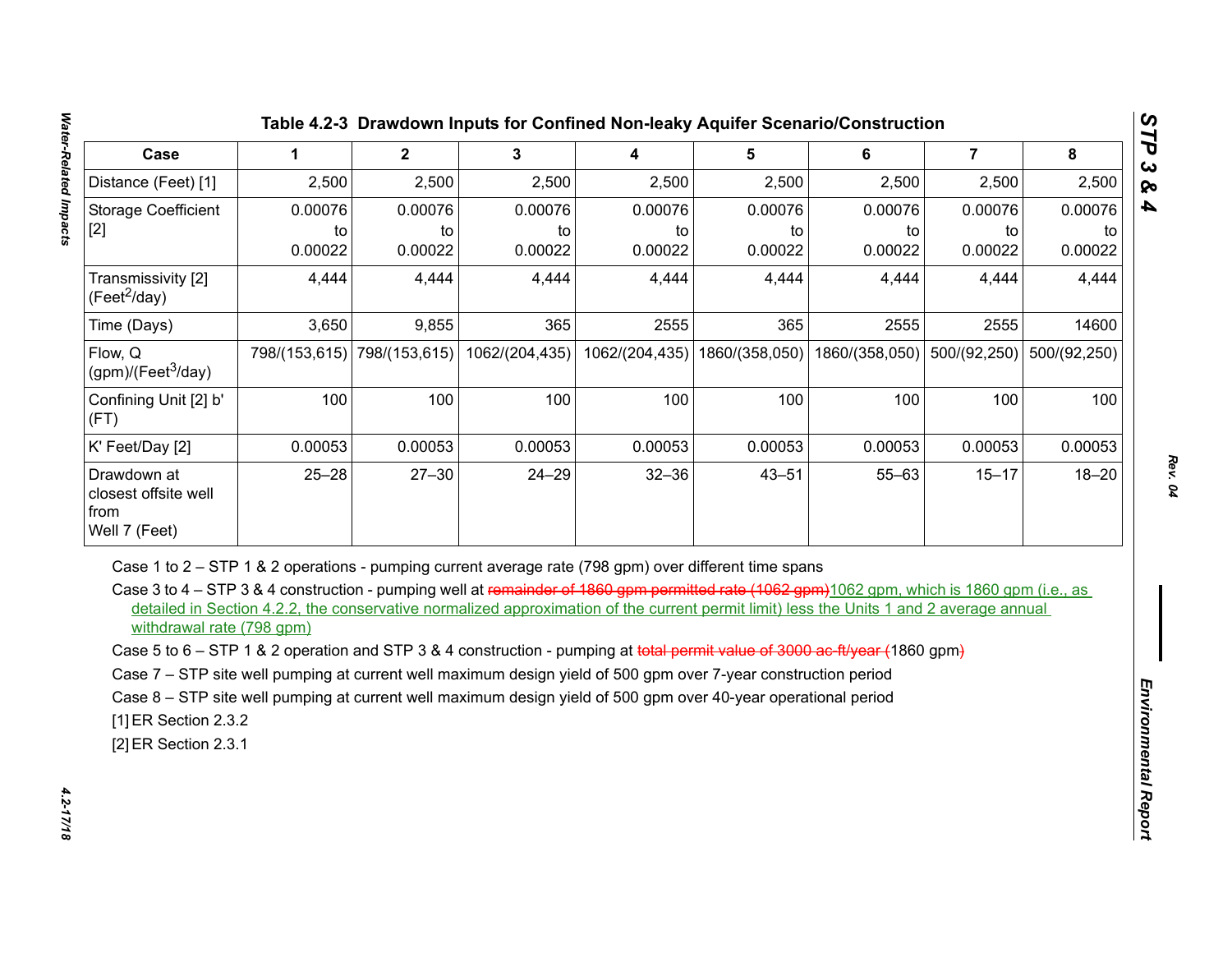### Table 4.2-3 Drawdown Inputs for Confined Non-leaky Aquifer Scenario/Construction

| Case | 1 | 2 | 3 | 4 | 5 | 6 | 7 | 8 |
|---|---|---|---|---|---|---|---|---|
| Distance (Feet) [1] | 2,500 | 2,500 | 2,500 | 2,500 | 2,500 | 2,500 | 2,500 | 2,500 |
| Storage Coefficient [2] | 0.00076 to 0.00022 | 0.00076 to 0.00022 | 0.00076 to 0.00022 | 0.00076 to 0.00022 | 0.00076 to 0.00022 | 0.00076 to 0.00022 | 0.00076 to 0.00022 | 0.00076 to 0.00022 |
| Transmissivity [2] (Feet$^2$/day) | 4,444 | 4,444 | 4,444 | 4,444 | 4,444 | 4,444 | 4,444 | 4,444 |
| Time (Days) | 3,650 | 9,855 | 365 | 2555 | 365 | 2555 | 2555 | 14600 |
| Flow, Q (gpm)/(Feet$^3$/day) | 798/(153,615) | 798/(153,615) | 1062/(204,435) | 1062/(204,435) | 1860/(358,050) | 1860/(358,050) | 500/(92,250) | 500/(92,250) |
| Confining Unit [2] b' (FT) | 100 | 100 | 100 | 100 | 100 | 100 | 100 | 100 |
| K' Feet/Day [2] | 0.00053 | 0.00053 | 0.00053 | 0.00053 | 0.00053 | 0.00053 | 0.00053 | 0.00053 |
| Drawdown at closest offsite well from Well 7 (Feet) | 25–28 | 27–30 | 24–29 | 32–36 | 43–51 | 55–63 | 15–17 | 18–20 |

Case 1 to 2 – STP 1 & 2 operations - pumping current average rate (798 gpm) over different time spans

Case 3 to 4 – STP 3 & 4 construction - pumping well at ~~remainder of 1860 gpm permitted rate (1062 gpm)~~1062 gpm, which is 1860 gpm (i.e., as detailed in Section 4.2.2, the conservative normalized approximation of the current permit limit) less the Units 1 and 2 average annual withdrawal rate (798 gpm)

Case 5 to 6 – STP 1 & 2 operation and STP 3 & 4 construction - pumping at ~~total permit value of 3000 ac-ft/year (~~1860 gpm~~)~~

Case 7 – STP site well pumping at current well maximum design yield of 500 gpm over 7-year construction period

Case 8 – STP site well pumping at current well maximum design yield of 500 gpm over 40-year operational period

[1] ER Section 2.3.2

[2] ER Section 2.3.1